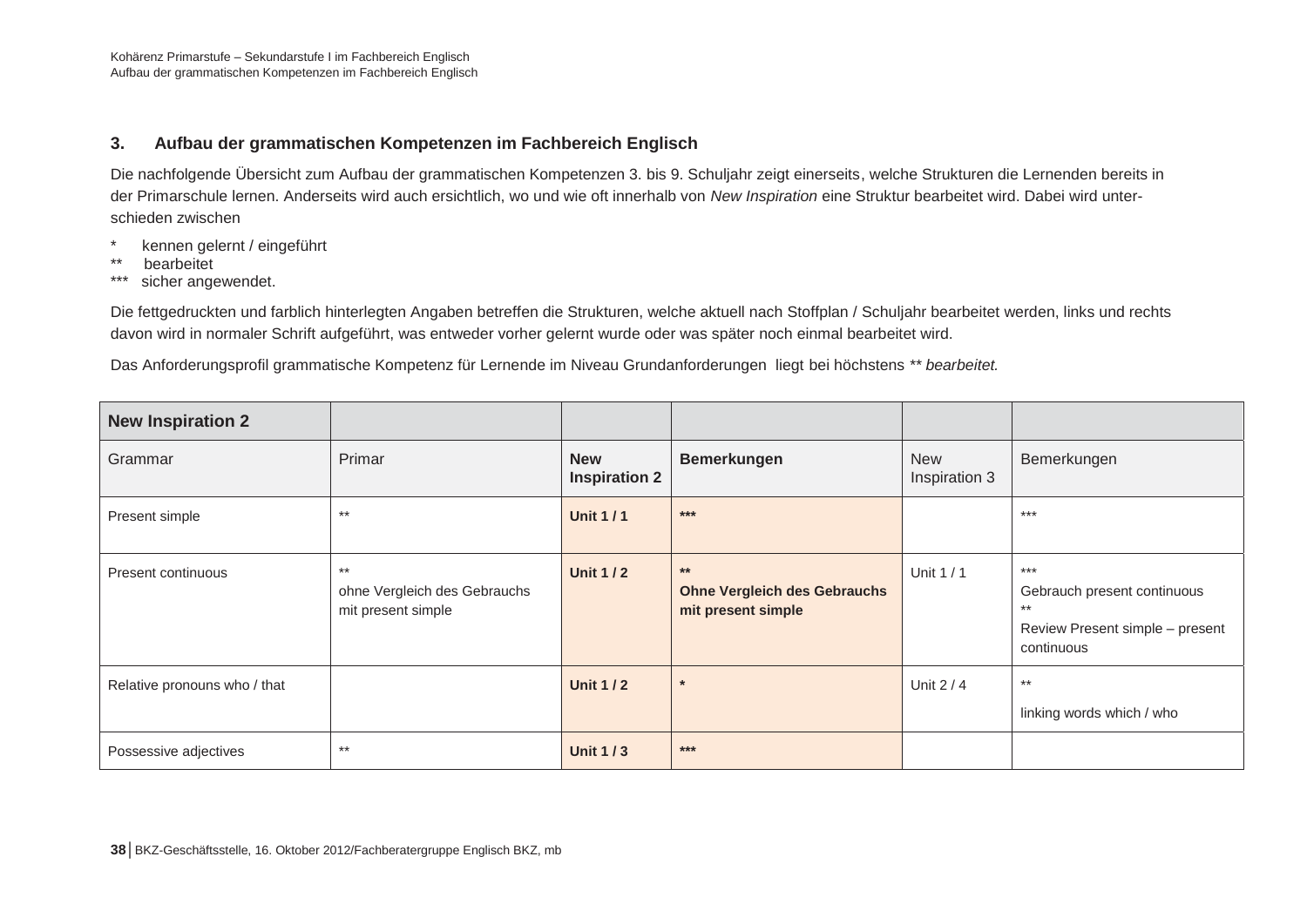### 3. Aufbau der grammatischen Kompetenzen im Fachbereich Englisch

Die nachfolgende Übersicht zum Aufbau der grammatischen Kompetenzen 3. bis 9. Schuljahr zeigt einerseits, welche Strukturen die Lernenden bereits in der Primarschule lernen. Anderseits wird auch ersichtlich, wo und wie oft innerhalb von *New Inspiration* eine Struktur bearbeitet wird. Dabei wird unterschieden zwischen

- \* kennen gelernt / eingeführt
- \*\* bearbeitet
- \*\*\* sicher angewendet.

Die fettgedruckten und farblich hinterlegten Angaben betreffen die Strukturen, welche aktuell nach Stoffplan / Schuljahr bearbeitet werden, links und rechts davon wird in normaler Schrift aufgeführt, was entweder vorher gelernt wurde oder was später noch einmal bearbeitet wird.

Das Anforderungsprofil grammatische Kompetenz für Lernende im Niveau Grundanforderungen liegt bei höchstens ** *bearbeitet.*

| **New Inspiration 2** | | | | | |
|---|---|---|---|---|---|
| Grammar | Primar | **New Inspiration 2** | **Bemerkungen** | New Inspiration 3 | Bemerkungen |
| Present simple | ** | **Unit 1 / 1** | **\*\*\*** | | *** |
| Present continuous | **<br>ohne Vergleich des Gebrauchs mit present simple | **Unit 1 / 2** | **\*\*<br>Ohne Vergleich des Gebrauchs mit present simple** | Unit 1 / 1 | ***<br>Gebrauch present continuous<br>**<br>Review Present simple – present continuous |
| Relative pronouns who / that | | **Unit 1 / 2** | **\*** | Unit 2 / 4 | **<br>linking words which / who |
| Possessive adjectives | ** | **Unit 1 / 3** | **\*\*\*** | | |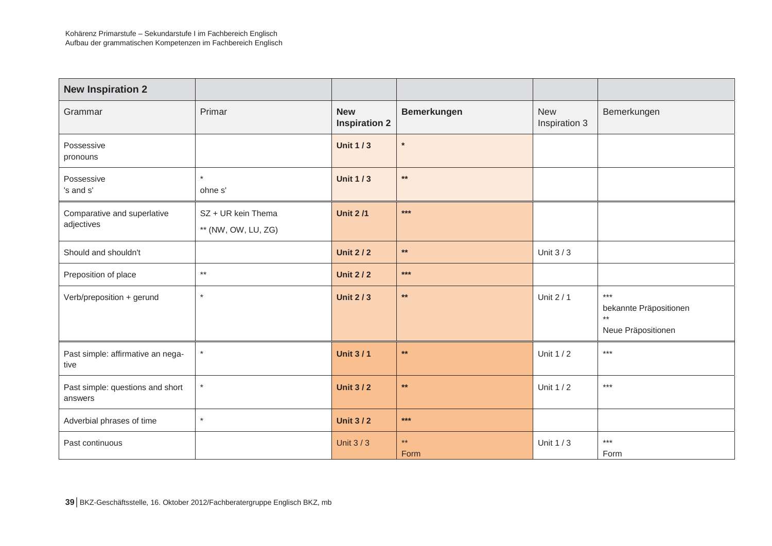| **New Inspiration 2** | | | | | |
|---|---|---|---|---|---|
| Grammar | Primar | **New Inspiration 2** | **Bemerkungen** | New Inspiration 3 | Bemerkungen |
| Possessive pronouns | | **Unit 1 / 3** | * | | |
| Possessive 's and s' | * ohne s' | **Unit 1 / 3** | ** | | |
| Comparative and superlative adjectives | SZ + UR kein Thema ** (NW, OW, LU, ZG) | **Unit 2 /1** | *** | | |
| Should and shouldn't | | **Unit 2 / 2** | ** | Unit 3 / 3 | |
| Preposition of place | ** | **Unit 2 / 2** | *** | | |
| Verb/preposition + gerund | * | **Unit 2 / 3** | ** | Unit 2 / 1 | *** bekannte Präpositionen ** Neue Präpositionen |
| Past simple: affirmative an negative | * | **Unit 3 / 1** | ** | Unit 1 / 2 | *** |
| Past simple: questions and short answers | * | **Unit 3 / 2** | ** | Unit 1 / 2 | *** |
| Adverbial phrases of time | * | **Unit 3 / 2** | *** | | |
| Past continuous | | Unit 3 / 3 | ** Form | Unit 1 / 3 | *** Form |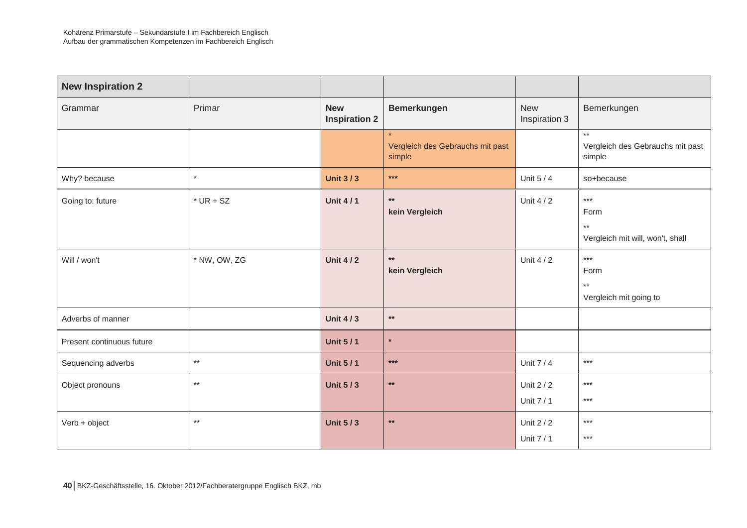| **New Inspiration 2** | | | | | |
|---|---|---|---|---|---|
| Grammar | Primar | **New Inspiration 2** | **Bemerkungen** | New Inspiration 3 | Bemerkungen |
| | | | * Vergleich des Gebrauchs mit past simple | | ** Vergleich des Gebrauchs mit past simple |
| Why? because | * | **Unit 3 / 3** | *** | Unit 5 / 4 | so+because |
| Going to: future | * UR + SZ | **Unit 4 / 1** | ** **kein Vergleich** | Unit 4 / 2 | *** Form ** Vergleich mit will, won't, shall |
| Will / won't | * NW, OW, ZG | **Unit 4 / 2** | ** **kein Vergleich** | Unit 4 / 2 | *** Form ** Vergleich mit going to |
| Adverbs of manner | | **Unit 4 / 3** | ** | | |
| Present continuous future | | **Unit 5 / 1** | * | | |
| Sequencing adverbs | ** | **Unit 5 / 1** | *** | Unit 7 / 4 | *** |
| Object pronouns | ** | **Unit 5 / 3** | ** | Unit 2 / 2 Unit 7 / 1 | *** *** |
| Verb + object | ** | **Unit 5 / 3** | ** | Unit 2 / 2 Unit 7 / 1 | *** *** |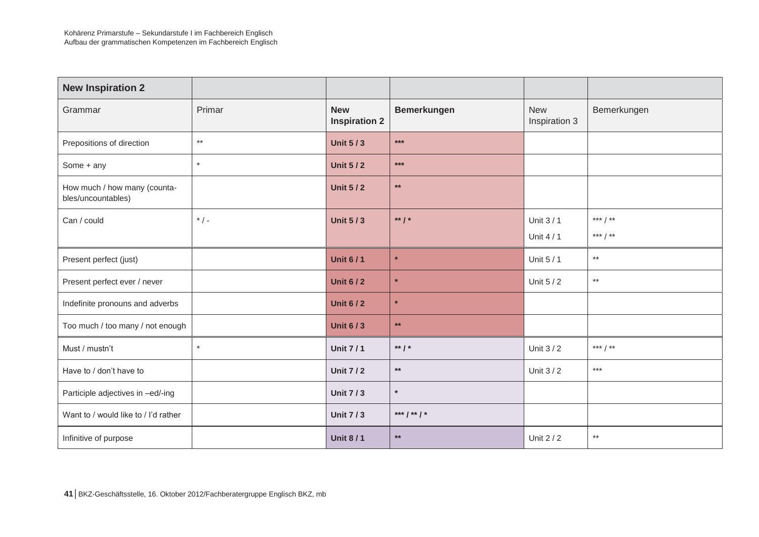| New Inspiration 2 | | | | | |
|---|---|---|---|---|---|
| Grammar | Primar | **New Inspiration 2** | **Bemerkungen** | New Inspiration 3 | Bemerkungen |
| Prepositions of direction | ** | **Unit 5 / 3** | *** | | |
| Some + any | * | **Unit 5 / 2** | *** | | |
| How much / how many (counta-bles/uncountables) | | **Unit 5 / 2** | ** | | |
| Can / could | * / - | **Unit 5 / 3** | ** / * | Unit 3 / 1<br>Unit 4 / 1 | *** / **<br>*** / ** |
| Present perfect (just) | | **Unit 6 / 1** | * | Unit 5 / 1 | ** |
| Present perfect ever / never | | **Unit 6 / 2** | * | Unit 5 / 2 | ** |
| Indefinite pronouns and adverbs | | **Unit 6 / 2** | * | | |
| Too much / too many / not enough | | **Unit 6 / 3** | ** | | |
| Must / mustn't | * | **Unit 7 / 1** | ** / * | Unit 3 / 2 | *** / ** |
| Have to / don't have to | | **Unit 7 / 2** | ** | Unit 3 / 2 | *** |
| Participle adjectives in –ed/-ing | | **Unit 7 / 3** | * | | |
| Want to / would like to / I'd rather | | **Unit 7 / 3** | *** / ** / * | | |
| Infinitive of purpose | | **Unit 8 / 1** | ** | Unit 2 / 2 | ** |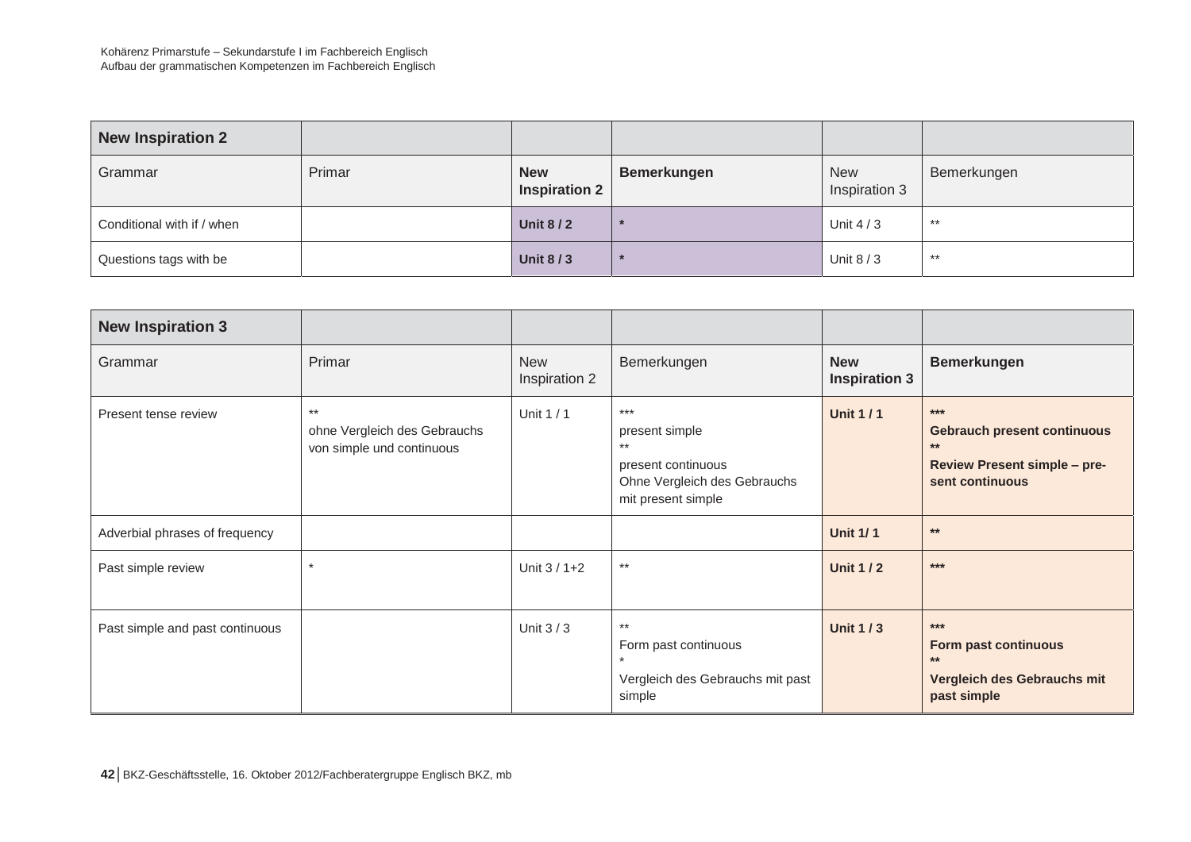| New Inspiration 2 | | | | | |
|---|---|---|---|---|---|
| Grammar | Primar | **New Inspiration 2** | **Bemerkungen** | New Inspiration 3 | Bemerkungen |
| Conditional with if / when | | **Unit 8 / 2** | * | Unit 4 / 3 | ** |
| Questions tags with be | | **Unit 8 / 3** | * | Unit 8 / 3 | ** |

| New Inspiration 3 | | | | | |
|---|---|---|---|---|---|
| Grammar | Primar | New Inspiration 2 | Bemerkungen | **New Inspiration 3** | **Bemerkungen** |
| Present tense review | ** ohne Vergleich des Gebrauchs von simple und continuous | Unit 1 / 1 | *** present simple ** present continuous Ohne Vergleich des Gebrauchs mit present simple | **Unit 1 / 1** | *** **Gebrauch present continuous** ** **Review Present simple – present continuous** |
| Adverbial phrases of frequency | | | | **Unit 1/ 1** | ** |
| Past simple review | * | Unit 3 / 1+2 | ** | **Unit 1 / 2** | *** |
| Past simple and past continuous | | Unit 3 / 3 | ** Form past continuous * Vergleich des Gebrauchs mit past simple | **Unit 1 / 3** | *** **Form past continuous** ** **Vergleich des Gebrauchs mit past simple** |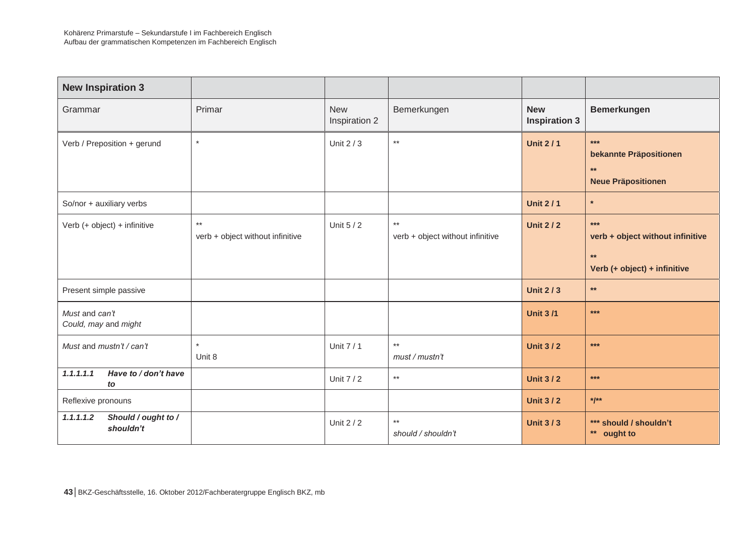| New Inspiration 3 | | | | | |
|---|---|---|---|---|---|
| Grammar | Primar | New Inspiration 2 | Bemerkungen | **New Inspiration 3** | **Bemerkungen** |
| Verb / Preposition + gerund | * | Unit 2 / 3 | ** | **Unit 2 / 1** | **\*\*\*** **bekannte Präpositionen** **\*\*** **Neue Präpositionen** |
| So/nor + auxiliary verbs | | | | **Unit 2 / 1** | **\*** |
| Verb (+ object) + infinitive | ** verb + object without infinitive | Unit 5 / 2 | ** verb + object without infinitive | **Unit 2 / 2** | **\*\*\*** **verb + object without infinitive** **\*\*** **Verb (+ object) + infinitive** |
| Present simple passive | | | | **Unit 2 / 3** | **\*\*** |
| *Must* and *can't* *Could, may* and *might* | | | | **Unit 3 /1** | **\*\*\*** |
| *Must* and *mustn't / can't* | * Unit 8 | Unit 7 / 1 | ** *must / mustn't* | **Unit 3 / 2** | **\*\*\*** |
| ***1.1.1.1.1 Have to / don't have to*** | | Unit 7 / 2 | ** | **Unit 3 / 2** | **\*\*\*** |
| Reflexive pronouns | | | | **Unit 3 / 2** | **\*/\*\*** |
| ***1.1.1.1.2 Should / ought to / shouldn't*** | | Unit 2 / 2 | ** *should / shouldn't* | **Unit 3 / 3** | **\*\*\* should / shouldn't** **\*\* ought to** |

BKZ-Geschäftsstelle, 16. Oktober 2012/Fachberatergruppe Englisch BKZ, mb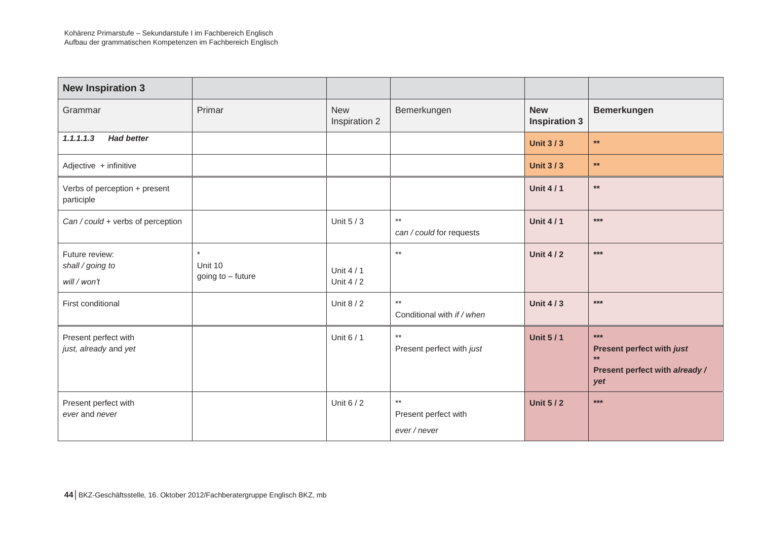| **New Inspiration 3** | | | | | |
|---|---|---|---|---|---|
| Grammar | Primar | New Inspiration 2 | Bemerkungen | **New Inspiration 3** | **Bemerkungen** |
| ***1.1.1.1.3 Had better*** | | | | **Unit 3 / 3** | ** |
| Adjective + infinitive | | | | **Unit 3 / 3** | ** |
| Verbs of perception + present participle | | | | **Unit 4 / 1** | ** |
| *Can / could* + verbs of perception | | Unit 5 / 3 | ** <br> *can / could* for requests | **Unit 4 / 1** | *** |
| Future review: <br> *shall / going to* <br> *will / won't* | * <br> Unit 10 <br> going to – future | Unit 4 / 1 <br> Unit 4 / 2 | ** | **Unit 4 / 2** | *** |
| First conditional | | Unit 8 / 2 | ** <br> Conditional with *if / when* | **Unit 4 / 3** | *** |
| Present perfect with <br> *just, already* and *yet* | | Unit 6 / 1 | ** <br> Present perfect with *just* | **Unit 5 / 1** | *** <br> **Present perfect with *just*** <br> ** <br> **Present perfect with *already / yet*** |
| Present perfect with <br> *ever* and *never* | | Unit 6 / 2 | ** <br> Present perfect with <br> *ever / never* | **Unit 5 / 2** | *** |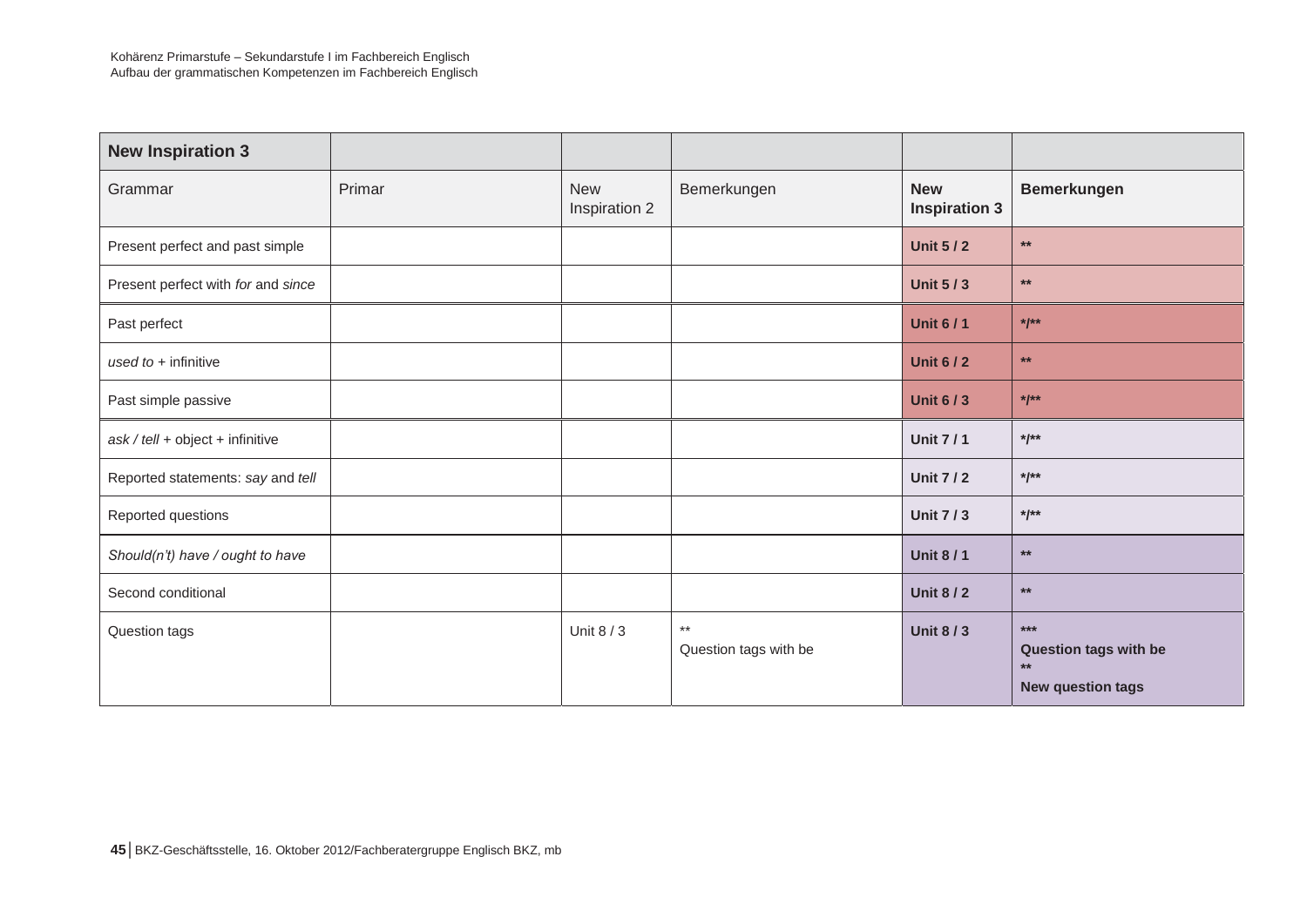| **New Inspiration 3** | | | | | |
|---|---|---|---|---|---|
| Grammar | Primar | New Inspiration 2 | Bemerkungen | **New Inspiration 3** | **Bemerkungen** |
| Present perfect and past simple | | | | **Unit 5 / 2** | ** |
| Present perfect with *for* and *since* | | | | **Unit 5 / 3** | ** |
| Past perfect | | | | **Unit 6 / 1** | */** |
| *used to* + infinitive | | | | **Unit 6 / 2** | ** |
| Past simple passive | | | | **Unit 6 / 3** | */** |
| *ask / tell* + object + infinitive | | | | **Unit 7 / 1** | */** |
| Reported statements: *say* and *tell* | | | | **Unit 7 / 2** | */** |
| Reported questions | | | | **Unit 7 / 3** | */** |
| *Should(n't) have / ought to have* | | | | **Unit 8 / 1** | ** |
| Second conditional | | | | **Unit 8 / 2** | ** |
| Question tags | | Unit 8 / 3 | ** Question tags with be | **Unit 8 / 3** | *** **Question tags with be** ** **New question tags** |